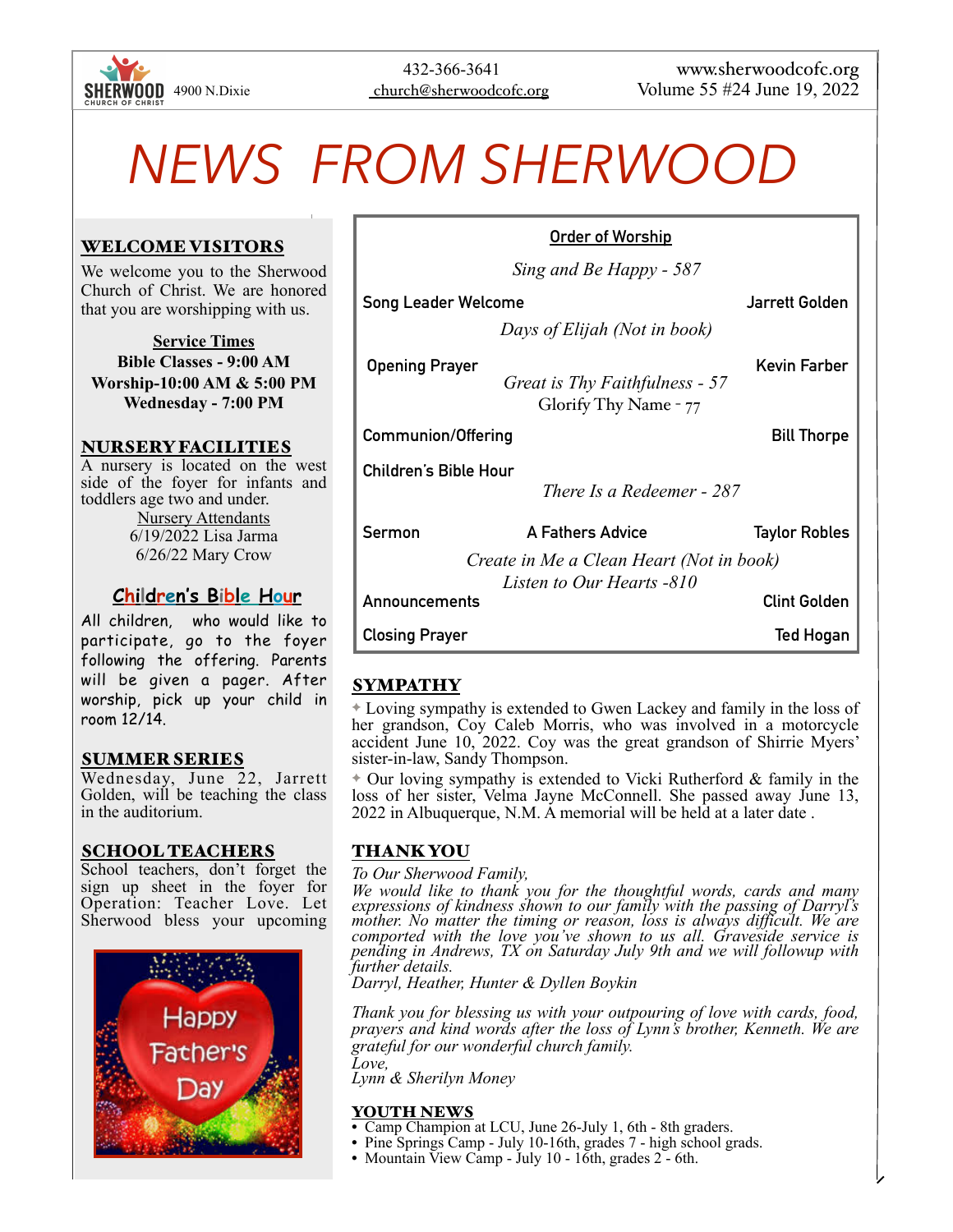SHERWOOD CHURCH OF CHRIST 4900 N.Dixie

432-366-3641
church@sherwoodcofc.org

www.sherwoodcofc.org
Volume 55 #24 June 19, 2022

# NEWS FROM SHERWOOD

## WELCOME VISITORS

We welcome you to the Sherwood Church of Christ. We are honored that you are worshipping with us.

**Service Times**
**Bible Classes - 9:00 AM**
**Worship-10:00 AM & 5:00 PM**
**Wednesday - 7:00 PM**

## NURSERY FACILITIES

A nursery is located on the west side of the foyer for infants and toddlers age two and under.

Nursery Attendants
6/19/2022 Lisa Jarma
6/26/22 Mary Crow

## Children's Bible Hour

All children, who would like to participate, go to the foyer following the offering. Parents will be given a pager. After worship, pick up your child in room 12/14.

## SUMMER SERIES

Wednesday, June 22, Jarrett Golden, will be teaching the class in the auditorium.

## SCHOOL TEACHERS

School teachers, don't forget the sign up sheet in the foyer for Operation: Teacher Love. Let Sherwood bless your upcoming

Happy Father's Day

## Order of Worship

*Sing and Be Happy - 587*

| | | |
|---|---|---|
| Song Leader Welcome | | Jarrett Golden |
| | *Days of Elijah (Not in book)* | |
| Opening Prayer | | Kevin Farber |
| | *Great is Thy Faithfulness - 57* | |
| | Glorify Thy Name - 77 | |
| Communion/Offering | | Bill Thorpe |
| Children's Bible Hour | | |
| | *There Is a Redeemer - 287* | |
| Sermon | A Fathers Advice | Taylor Robles |
| | *Create in Me a Clean Heart (Not in book)* | |
| | *Listen to Our Hearts -810* | |
| Announcements | | Clint Golden |
| Closing Prayer | | Ted Hogan |

## SYMPATHY

✦ Loving sympathy is extended to Gwen Lackey and family in the loss of her grandson, Coy Caleb Morris, who was involved in a motorcycle accident June 10, 2022. Coy was the great grandson of Shirrie Myers' sister-in-law, Sandy Thompson.

✦ Our loving sympathy is extended to Vicki Rutherford & family in the loss of her sister, Velma Jayne McConnell. She passed away June 13, 2022 in Albuquerque, N.M. A memorial will be held at a later date .

## THANK YOU

*To Our Sherwood Family,*
*We would like to thank you for the thoughtful words, cards and many expressions of kindness shown to our family with the passing of Darryl's mother. No matter the timing or reason, loss is always difficult. We are comported with the love you've shown to us all. Graveside service is pending in Andrews, TX on Saturday July 9th and we will followup with further details.*
*Darryl, Heather, Hunter & Dyllen Boykin*

*Thank you for blessing us with your outpouring of love with cards, food, prayers and kind words after the loss of Lynn's brother, Kenneth. We are grateful for our wonderful church family.*
*Love,*
*Lynn & Sherilyn Money*

## YOUTH NEWS

- Camp Champion at LCU, June 26-July 1, 6th - 8th graders.
- Pine Springs Camp - July 10-16th, grades 7 - high school grads.
- Mountain View Camp - July 10 - 16th, grades 2 - 6th.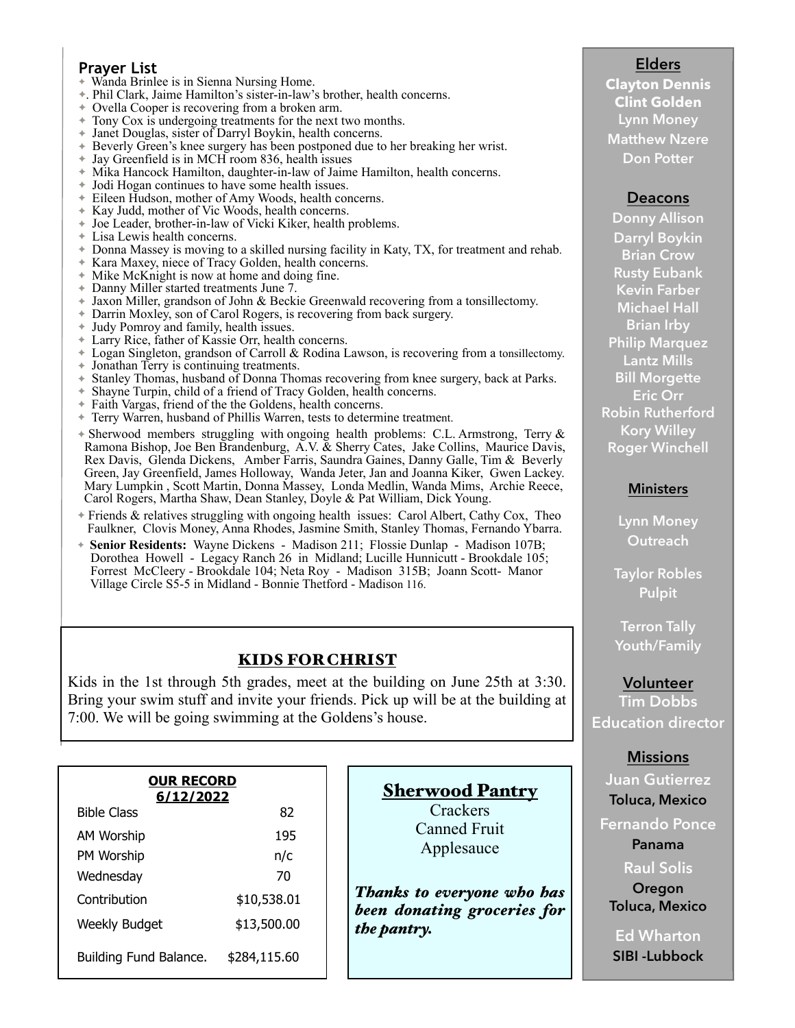## Prayer List

- Wanda Brinlee is in Sienna Nursing Home.
- . Phil Clark, Jaime Hamilton's sister-in-law's brother, health concerns.
- Ovella Cooper is recovering from a broken arm.
- Tony Cox is undergoing treatments for the next two months.
- Janet Douglas, sister of Darryl Boykin, health concerns.
- Beverly Green's knee surgery has been postponed due to her breaking her wrist.
- Jay Greenfield is in MCH room 836, health issues
- Mika Hancock Hamilton, daughter-in-law of Jaime Hamilton, health concerns.
- Jodi Hogan continues to have some health issues.
- Eileen Hudson, mother of Amy Woods, health concerns.
- Kay Judd, mother of Vic Woods, health concerns.
- Joe Leader, brother-in-law of Vicki Kiker, health problems.
- Lisa Lewis health concerns.
- Donna Massey is moving to a skilled nursing facility in Katy, TX, for treatment and rehab.
- Kara Maxey, niece of Tracy Golden, health concerns.
- Mike McKnight is now at home and doing fine.
- Danny Miller started treatments June 7.
- Jaxon Miller, grandson of John & Beckie Greenwald recovering from a tonsillectomy.
- Darrin Moxley, son of Carol Rogers, is recovering from back surgery.
- Judy Pomroy and family, health issues.
- Larry Rice, father of Kassie Orr, health concerns.
- Logan Singleton, grandson of Carroll & Rodina Lawson, is recovering from a tonsillectomy.
- Jonathan Terry is continuing treatments.
- Stanley Thomas, husband of Donna Thomas recovering from knee surgery, back at Parks.
- Shayne Turpin, child of a friend of Tracy Golden, health concerns.
- Faith Vargas, friend of the the Goldens, health concerns.
- Terry Warren, husband of Phillis Warren, tests to determine treatment.
- Sherwood members struggling with ongoing health problems: C.L. Armstrong, Terry & Ramona Bishop, Joe Ben Brandenburg, A.V. & Sherry Cates, Jake Collins, Maurice Davis, Rex Davis, Glenda Dickens, Amber Farris, Saundra Gaines, Danny Galle, Tim & Beverly Green, Jay Greenfield, James Holloway, Wanda Jeter, Jan and Joanna Kiker, Gwen Lackey. Mary Lumpkin , Scott Martin, Donna Massey, Londa Medlin, Wanda Mims, Archie Reece, Carol Rogers, Martha Shaw, Dean Stanley, Doyle & Pat William, Dick Young.
- Friends & relatives struggling with ongoing health issues: Carol Albert, Cathy Cox, Theo Faulkner, Clovis Money, Anna Rhodes, Jasmine Smith, Stanley Thomas, Fernando Ybarra.
- **Senior Residents:** Wayne Dickens - Madison 211; Flossie Dunlap - Madison 107B; Dorothea Howell - Legacy Ranch 26 in Midland; Lucille Hunnicutt - Brookdale 105; Forrest McCleery - Brookdale 104; Neta Roy - Madison 315B; Joann Scott- Manor Village Circle S5-5 in Midland - Bonnie Thetford - Madison 116.

## KIDS FOR CHRIST

Kids in the 1st through 5th grades, meet at the building on June 25th at 3:30. Bring your swim stuff and invite your friends. Pick up will be at the building at 7:00. We will be going swimming at the Goldens's house.

**OUR RECORD 6/12/2022**

| | |
|---|---|
| Bible Class | 82 |
| AM Worship | 195 |
| PM Worship | n/c |
| Wednesday | 70 |
| Contribution | $10,538.01 |
| Weekly Budget | $13,500.00 |
| Building Fund Balance. | $284,115.60 |

## Sherwood Pantry

Crackers
Canned Fruit
Applesauce

***Thanks to everyone who has been donating groceries for the pantry.***

### Elders

Clayton Dennis
Clint Golden
Lynn Money
Matthew Nzere
Don Potter

### Deacons

Donny Allison
Darryl Boykin
Brian Crow
Rusty Eubank
Kevin Farber
Michael Hall
Brian Irby
Philip Marquez
Lantz Mills
Bill Morgette
Eric Orr
Robin Rutherford
Kory Willey
Roger Winchell

### Ministers

Lynn Money
Outreach

Taylor Robles
Pulpit

Terron Tally
Youth/Family

### Volunteer

Tim Dobbs
Education director

### Missions

Juan Gutierrez
Toluca, Mexico

Fernando Ponce
Panama

Raul Solis
Oregon
Toluca, Mexico

Ed Wharton
SIBI -Lubbock